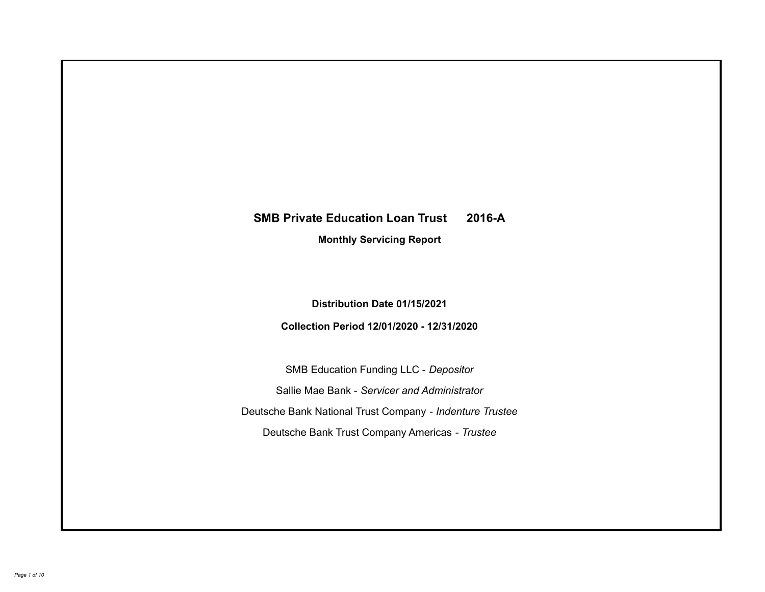# SMB Private Education Loan Trust 2016-A

## Monthly Servicing Report

**Distribution Date 01/15/2021**

**Collection Period 12/01/2020 - 12/31/2020**

SMB Education Funding LLC - *Depositor*

Sallie Mae Bank - *Servicer and Administrator*

Deutsche Bank National Trust Company - *Indenture Trustee*

Deutsche Bank Trust Company Americas - *Trustee*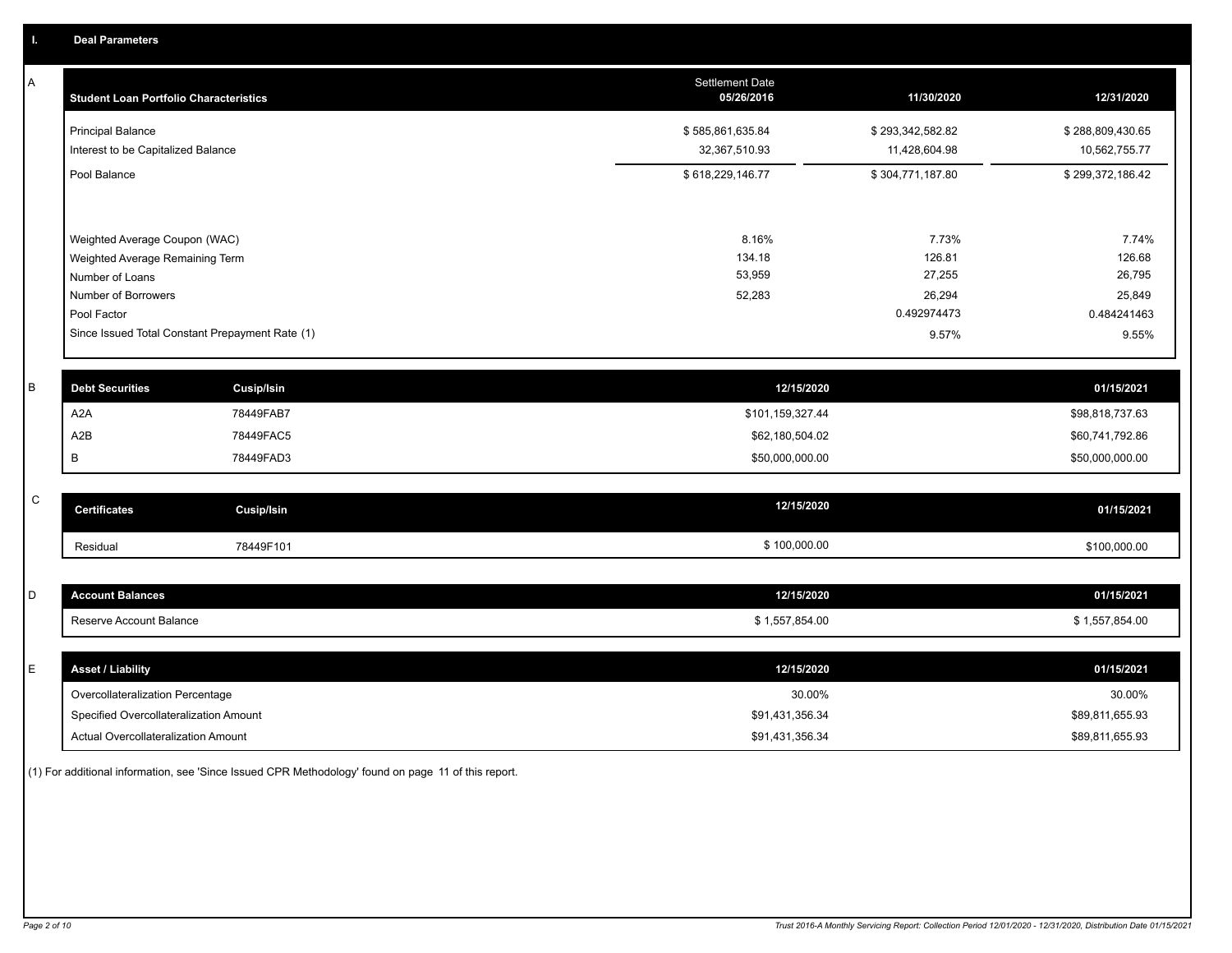## I. Deal Parameters

### A

| Student Loan Portfolio Characteristics | Settlement Date 05/26/2016 | 11/30/2020 | 12/31/2020 |
|---|---|---|---|
| Principal Balance | $ 585,861,635.84 | $ 293,342,582.82 | $ 288,809,430.65 |
| Interest to be Capitalized Balance | 32,367,510.93 | 11,428,604.98 | 10,562,755.77 |
| Pool Balance | $ 618,229,146.77 | $ 304,771,187.80 | $ 299,372,186.42 |
| Weighted Average Coupon (WAC) | 8.16% | 7.73% | 7.74% |
| Weighted Average Remaining Term | 134.18 | 126.81 | 126.68 |
| Number of Loans | 53,959 | 27,255 | 26,795 |
| Number of Borrowers | 52,283 | 26,294 | 25,849 |
| Pool Factor | | 0.492974473 | 0.484241463 |
| Since Issued Total Constant Prepayment Rate (1) | | 9.57% | 9.55% |

### B

| Debt Securities | Cusip/Isin | 12/15/2020 | 01/15/2021 |
|---|---|---|---|
| A2A | 78449FAB7 | $101,159,327.44 | $98,818,737.63 |
| A2B | 78449FAC5 | $62,180,504.02 | $60,741,792.86 |
| B | 78449FAD3 | $50,000,000.00 | $50,000,000.00 |

### C

| Certificates | Cusip/Isin | 12/15/2020 | 01/15/2021 |
|---|---|---|---|
| Residual | 78449F101 | $ 100,000.00 | $100,000.00 |

### D

| Account Balances | 12/15/2020 | 01/15/2021 |
|---|---|---|
| Reserve Account Balance | $ 1,557,854.00 | $ 1,557,854.00 |

### E

| Asset / Liability | 12/15/2020 | 01/15/2021 |
|---|---|---|
| Overcollateralization Percentage | 30.00% | 30.00% |
| Specified Overcollateralization Amount | $91,431,356.34 | $89,811,655.93 |
| Actual Overcollateralization Amount | $91,431,356.34 | $89,811,655.93 |

(1) For additional information, see 'Since Issued CPR Methodology' found on page 11 of this report.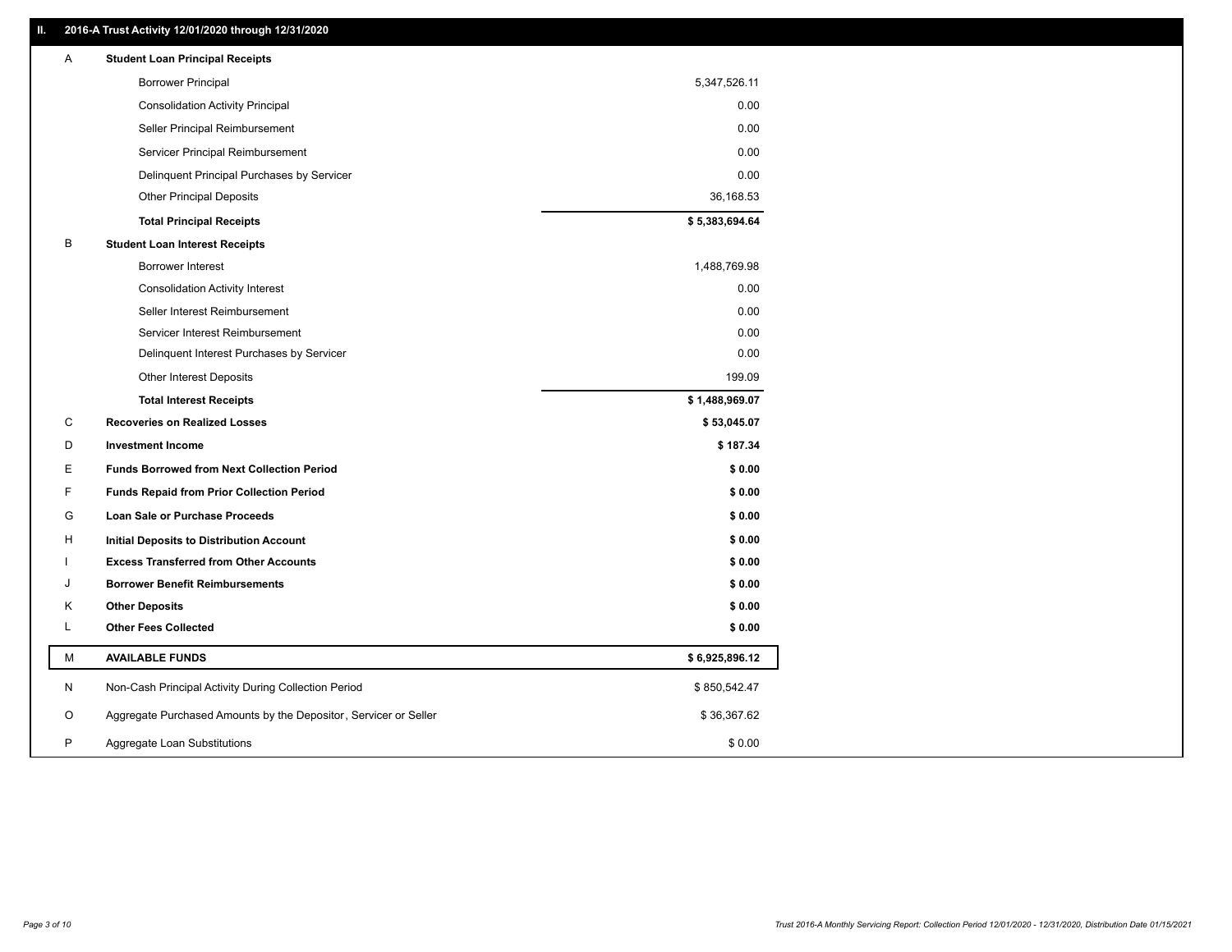## II. 2016-A Trust Activity 12/01/2020 through 12/31/2020

| | | |
|---|---|---|
| A | **Student Loan Principal Receipts** | |
| | Borrower Principal | 5,347,526.11 |
| | Consolidation Activity Principal | 0.00 |
| | Seller Principal Reimbursement | 0.00 |
| | Servicer Principal Reimbursement | 0.00 |
| | Delinquent Principal Purchases by Servicer | 0.00 |
| | Other Principal Deposits | 36,168.53 |
| | **Total Principal Receipts** | **$ 5,383,694.64** |
| B | **Student Loan Interest Receipts** | |
| | Borrower Interest | 1,488,769.98 |
| | Consolidation Activity Interest | 0.00 |
| | Seller Interest Reimbursement | 0.00 |
| | Servicer Interest Reimbursement | 0.00 |
| | Delinquent Interest Purchases by Servicer | 0.00 |
| | Other Interest Deposits | 199.09 |
| | **Total Interest Receipts** | **$ 1,488,969.07** |
| C | **Recoveries on Realized Losses** | **$ 53,045.07** |
| D | **Investment Income** | **$ 187.34** |
| E | **Funds Borrowed from Next Collection Period** | **$ 0.00** |
| F | **Funds Repaid from Prior Collection Period** | **$ 0.00** |
| G | **Loan Sale or Purchase Proceeds** | **$ 0.00** |
| H | **Initial Deposits to Distribution Account** | **$ 0.00** |
| I | **Excess Transferred from Other Accounts** | **$ 0.00** |
| J | **Borrower Benefit Reimbursements** | **$ 0.00** |
| K | **Other Deposits** | **$ 0.00** |
| L | **Other Fees Collected** | **$ 0.00** |
| M | **AVAILABLE FUNDS** | **$ 6,925,896.12** |
| N | Non-Cash Principal Activity During Collection Period | $ 850,542.47 |
| O | Aggregate Purchased Amounts by the Depositor, Servicer or Seller | $ 36,367.62 |
| P | Aggregate Loan Substitutions | $ 0.00 |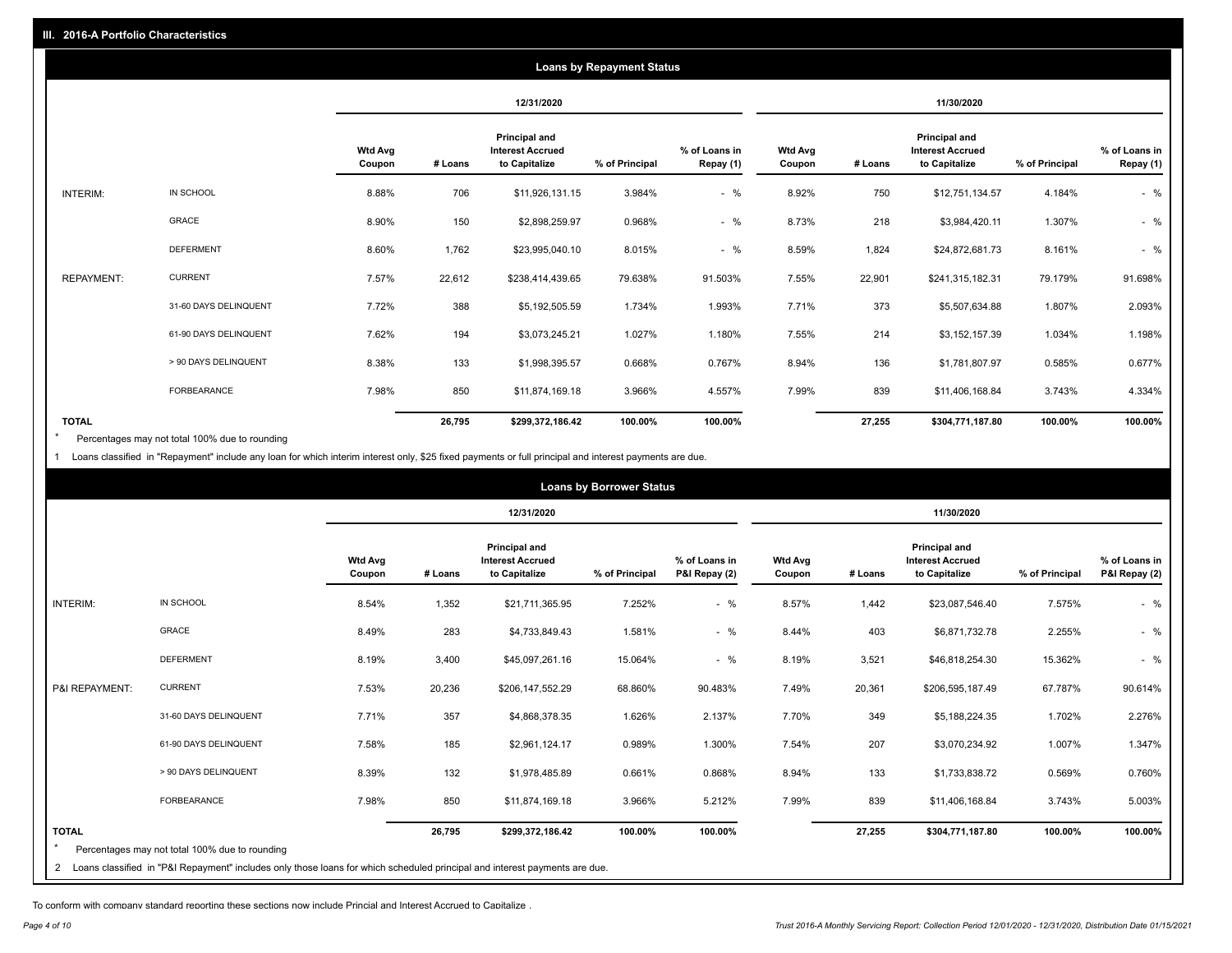## III. 2016-A Portfolio Characteristics

### Loans by Repayment Status

| | | 12/31/2020 | | | | | 11/30/2020 | | | | |
|---|---|---|---|---|---|---|---|---|---|---|---|
| | | Wtd Avg Coupon | # Loans | Principal and Interest Accrued to Capitalize | % of Principal | % of Loans in Repay (1) | Wtd Avg Coupon | # Loans | Principal and Interest Accrued to Capitalize | % of Principal | % of Loans in Repay (1) |
| INTERIM: | IN SCHOOL | 8.88% | 706 | $11,926,131.15 | 3.984% | - % | 8.92% | 750 | $12,751,134.57 | 4.184% | - % |
| | GRACE | 8.90% | 150 | $2,898,259.97 | 0.968% | - % | 8.73% | 218 | $3,984,420.11 | 1.307% | - % |
| | DEFERMENT | 8.60% | 1,762 | $23,995,040.10 | 8.015% | - % | 8.59% | 1,824 | $24,872,681.73 | 8.161% | - % |
| REPAYMENT: | CURRENT | 7.57% | 22,612 | $238,414,439.65 | 79.638% | 91.503% | 7.55% | 22,901 | $241,315,182.31 | 79.179% | 91.698% |
| | 31-60 DAYS DELINQUENT | 7.72% | 388 | $5,192,505.59 | 1.734% | 1.993% | 7.71% | 373 | $5,507,634.88 | 1.807% | 2.093% |
| | 61-90 DAYS DELINQUENT | 7.62% | 194 | $3,073,245.21 | 1.027% | 1.180% | 7.55% | 214 | $3,152,157.39 | 1.034% | 1.198% |
| | > 90 DAYS DELINQUENT | 8.38% | 133 | $1,998,395.57 | 0.668% | 0.767% | 8.94% | 136 | $1,781,807.97 | 0.585% | 0.677% |
| | FORBEARANCE | 7.98% | 850 | $11,874,169.18 | 3.966% | 4.557% | 7.99% | 839 | $11,406,168.84 | 3.743% | 4.334% |
| **TOTAL** | | | **26,795** | **$299,372,186.42** | **100.00%** | **100.00%** | | **27,255** | **$304,771,187.80** | **100.00%** | **100.00%** |

\* Percentages may not total 100% due to rounding

1 Loans classified in "Repayment" include any loan for which interim interest only, $25 fixed payments or full principal and interest payments are due.

### Loans by Borrower Status

| | | 12/31/2020 | | | | | 11/30/2020 | | | | |
|---|---|---|---|---|---|---|---|---|---|---|---|
| | | Wtd Avg Coupon | # Loans | Principal and Interest Accrued to Capitalize | % of Principal | % of Loans in P&I Repay (2) | Wtd Avg Coupon | # Loans | Principal and Interest Accrued to Capitalize | % of Principal | % of Loans in P&I Repay (2) |
| INTERIM: | IN SCHOOL | 8.54% | 1,352 | $21,711,365.95 | 7.252% | - % | 8.57% | 1,442 | $23,087,546.40 | 7.575% | - % |
| | GRACE | 8.49% | 283 | $4,733,849.43 | 1.581% | - % | 8.44% | 403 | $6,871,732.78 | 2.255% | - % |
| | DEFERMENT | 8.19% | 3,400 | $45,097,261.16 | 15.064% | - % | 8.19% | 3,521 | $46,818,254.30 | 15.362% | - % |
| P&I REPAYMENT: | CURRENT | 7.53% | 20,236 | $206,147,552.29 | 68.860% | 90.483% | 7.49% | 20,361 | $206,595,187.49 | 67.787% | 90.614% |
| | 31-60 DAYS DELINQUENT | 7.71% | 357 | $4,868,378.35 | 1.626% | 2.137% | 7.70% | 349 | $5,188,224.35 | 1.702% | 2.276% |
| | 61-90 DAYS DELINQUENT | 7.58% | 185 | $2,961,124.17 | 0.989% | 1.300% | 7.54% | 207 | $3,070,234.92 | 1.007% | 1.347% |
| | > 90 DAYS DELINQUENT | 8.39% | 132 | $1,978,485.89 | 0.661% | 0.868% | 8.94% | 133 | $1,733,838.72 | 0.569% | 0.760% |
| | FORBEARANCE | 7.98% | 850 | $11,874,169.18 | 3.966% | 5.212% | 7.99% | 839 | $11,406,168.84 | 3.743% | 5.003% |
| **TOTAL** | | | **26,795** | **$299,372,186.42** | **100.00%** | **100.00%** | | **27,255** | **$304,771,187.80** | **100.00%** | **100.00%** |

\* Percentages may not total 100% due to rounding

2 Loans classified in "P&I Repayment" includes only those loans for which scheduled principal and interest payments are due.

To conform with company standard reporting these sections now include Princial and Interest Accrued to Capitalize .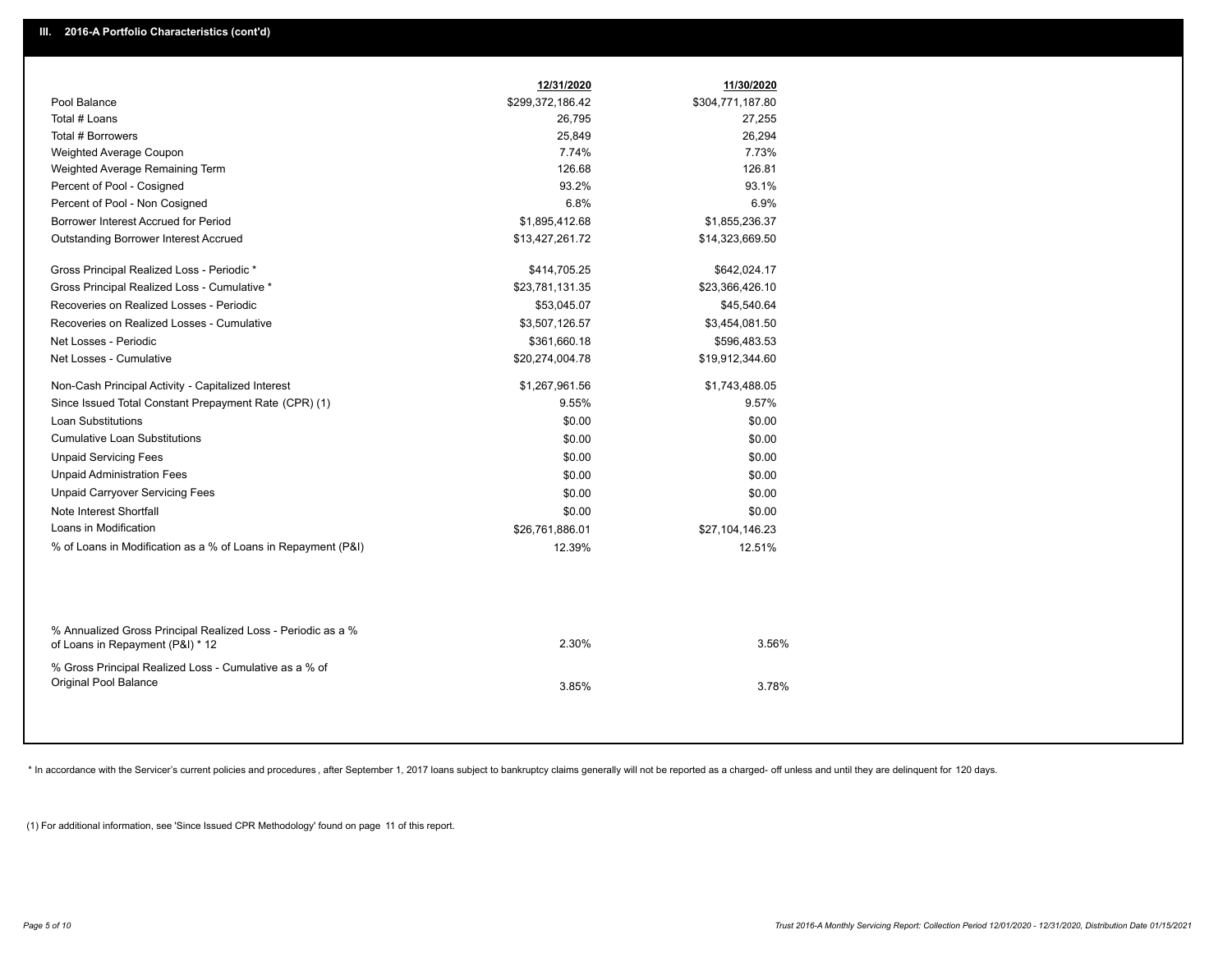## III. 2016-A Portfolio Characteristics (cont'd)

| | 12/31/2020 | 11/30/2020 |
|---|---|---|
| Pool Balance | $299,372,186.42 | $304,771,187.80 |
| Total # Loans | 26,795 | 27,255 |
| Total # Borrowers | 25,849 | 26,294 |
| Weighted Average Coupon | 7.74% | 7.73% |
| Weighted Average Remaining Term | 126.68 | 126.81 |
| Percent of Pool - Cosigned | 93.2% | 93.1% |
| Percent of Pool - Non Cosigned | 6.8% | 6.9% |
| Borrower Interest Accrued for Period | $1,895,412.68 | $1,855,236.37 |
| Outstanding Borrower Interest Accrued | $13,427,261.72 | $14,323,669.50 |
| Gross Principal Realized Loss - Periodic * | $414,705.25 | $642,024.17 |
| Gross Principal Realized Loss - Cumulative * | $23,781,131.35 | $23,366,426.10 |
| Recoveries on Realized Losses - Periodic | $53,045.07 | $45,540.64 |
| Recoveries on Realized Losses - Cumulative | $3,507,126.57 | $3,454,081.50 |
| Net Losses - Periodic | $361,660.18 | $596,483.53 |
| Net Losses - Cumulative | $20,274,004.78 | $19,912,344.60 |
| Non-Cash Principal Activity - Capitalized Interest | $1,267,961.56 | $1,743,488.05 |
| Since Issued Total Constant Prepayment Rate (CPR) (1) | 9.55% | 9.57% |
| Loan Substitutions | $0.00 | $0.00 |
| Cumulative Loan Substitutions | $0.00 | $0.00 |
| Unpaid Servicing Fees | $0.00 | $0.00 |
| Unpaid Administration Fees | $0.00 | $0.00 |
| Unpaid Carryover Servicing Fees | $0.00 | $0.00 |
| Note Interest Shortfall | $0.00 | $0.00 |
| Loans in Modification | $26,761,886.01 | $27,104,146.23 |
| % of Loans in Modification as a % of Loans in Repayment (P&I) | 12.39% | 12.51% |
| % Annualized Gross Principal Realized Loss - Periodic as a % of Loans in Repayment (P&I) * 12 | 2.30% | 3.56% |
| % Gross Principal Realized Loss - Cumulative as a % of Original Pool Balance | 3.85% | 3.78% |

* In accordance with the Servicer's current policies and procedures , after September 1, 2017 loans subject to bankruptcy claims generally will not be reported as a charged- off unless and until they are delinquent for 120 days.

(1) For additional information, see 'Since Issued CPR Methodology' found on page 11 of this report.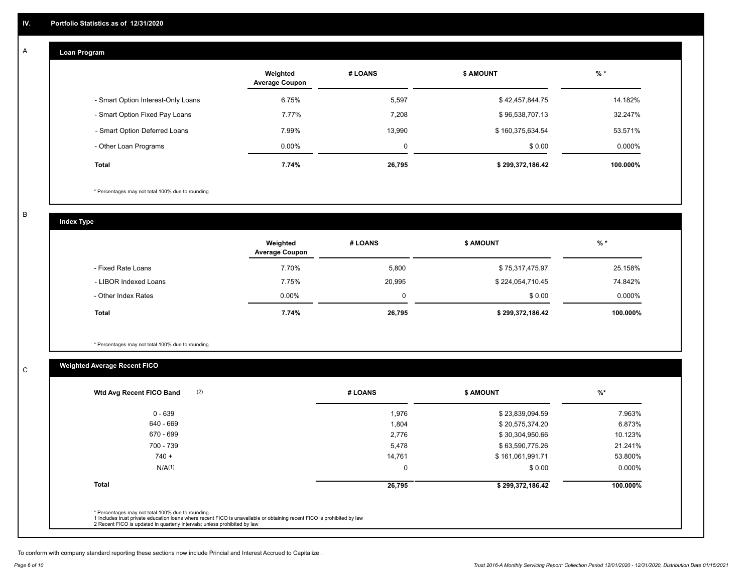## IV. Portfolio Statistics as of 12/31/2020

### A. Loan Program

| | Weighted Average Coupon | # LOANS | $ AMOUNT | % * |
|---|---|---|---|---|
| - Smart Option Interest-Only Loans | 6.75% | 5,597 | $ 42,457,844.75 | 14.182% |
| - Smart Option Fixed Pay Loans | 7.77% | 7,208 | $ 96,538,707.13 | 32.247% |
| - Smart Option Deferred Loans | 7.99% | 13,990 | $ 160,375,634.54 | 53.571% |
| - Other Loan Programs | 0.00% | 0 | $ 0.00 | 0.000% |
| **Total** | **7.74%** | **26,795** | **$ 299,372,186.42** | **100.000%** |

* Percentages may not total 100% due to rounding

### B. Index Type

| | Weighted Average Coupon | # LOANS | $ AMOUNT | % * |
|---|---|---|---|---|
| - Fixed Rate Loans | 7.70% | 5,800 | $ 75,317,475.97 | 25.158% |
| - LIBOR Indexed Loans | 7.75% | 20,995 | $ 224,054,710.45 | 74.842% |
| - Other Index Rates | 0.00% | 0 | $ 0.00 | 0.000% |
| **Total** | **7.74%** | **26,795** | **$ 299,372,186.42** | **100.000%** |

* Percentages may not total 100% due to rounding

### C. Weighted Average Recent FICO

| Wtd Avg Recent FICO Band (2) | # LOANS | $ AMOUNT | %* |
|---|---|---|---|
| 0 - 639 | 1,976 | $ 23,839,094.59 | 7.963% |
| 640 - 669 | 1,804 | $ 20,575,374.20 | 6.873% |
| 670 - 699 | 2,776 | $ 30,304,950.66 | 10.123% |
| 700 - 739 | 5,478 | $ 63,590,775.26 | 21.241% |
| 740 + | 14,761 | $ 161,061,991.71 | 53.800% |
| N/A(1) | 0 | $ 0.00 | 0.000% |
| **Total** | **26,795** | **$ 299,372,186.42** | **100.000%** |

* Percentages may not total 100% due to rounding
1 Includes trust private education loans where recent FICO is unavailable or obtaining recent FICO is prohibited by law
2 Recent FICO is updated in quarterly intervals; unless prohibited by law

To conform with company standard reporting these sections now include Princial and Interest Accrued to Capitalize .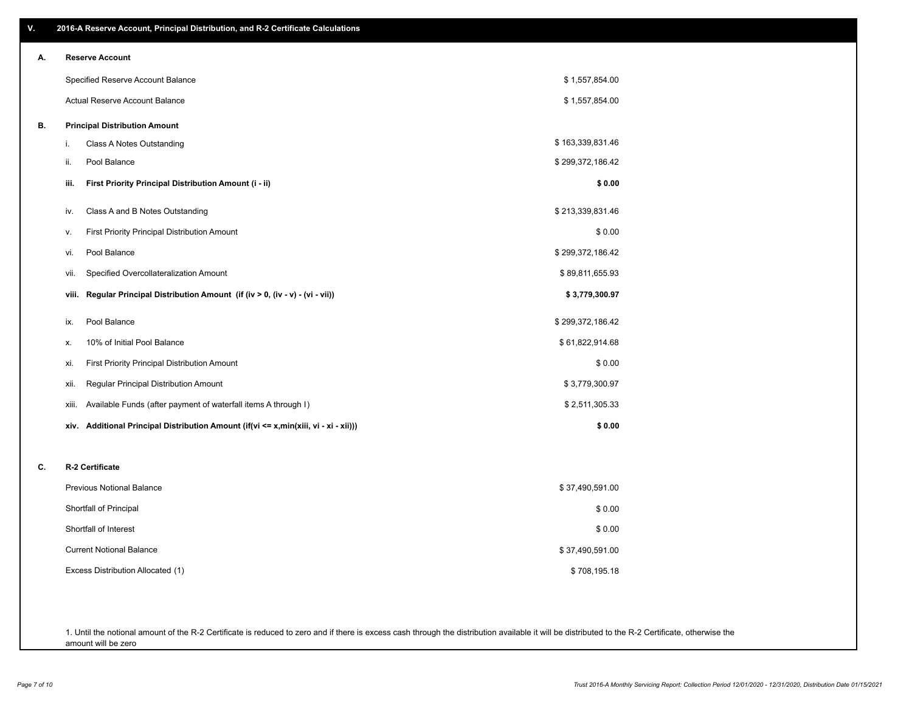## V. 2016-A Reserve Account, Principal Distribution, and R-2 Certificate Calculations

### A. Reserve Account

| | |
|---|---|
| Specified Reserve Account Balance | $ 1,557,854.00 |
| Actual Reserve Account Balance | $ 1,557,854.00 |

### B. Principal Distribution Amount

| | | |
|---|---|---|
| i. | Class A Notes Outstanding | $ 163,339,831.46 |
| ii. | Pool Balance | $ 299,372,186.42 |
| **iii.** | **First Priority Principal Distribution Amount (i - ii)** | **$ 0.00** |
| iv. | Class A and B Notes Outstanding | $ 213,339,831.46 |
| v. | First Priority Principal Distribution Amount | $ 0.00 |
| vi. | Pool Balance | $ 299,372,186.42 |
| vii. | Specified Overcollateralization Amount | $ 89,811,655.93 |
| **viii.** | **Regular Principal Distribution Amount (if (iv > 0, (iv - v) - (vi - vii))** | **$ 3,779,300.97** |
| ix. | Pool Balance | $ 299,372,186.42 |
| x. | 10% of Initial Pool Balance | $ 61,822,914.68 |
| xi. | First Priority Principal Distribution Amount | $ 0.00 |
| xii. | Regular Principal Distribution Amount | $ 3,779,300.97 |
| xiii. | Available Funds (after payment of waterfall items A through I) | $ 2,511,305.33 |
| **xiv.** | **Additional Principal Distribution Amount (if(vi <= x,min(xiii, vi - xi - xii)))** | **$ 0.00** |

### C. R-2 Certificate

| | |
|---|---|
| Previous Notional Balance | $ 37,490,591.00 |
| Shortfall of Principal | $ 0.00 |
| Shortfall of Interest | $ 0.00 |
| Current Notional Balance | $ 37,490,591.00 |
| Excess Distribution Allocated (1) | $ 708,195.18 |

1. Until the notional amount of the R-2 Certificate is reduced to zero and if there is excess cash through the distribution available it will be distributed to the R-2 Certificate, otherwise the amount will be zero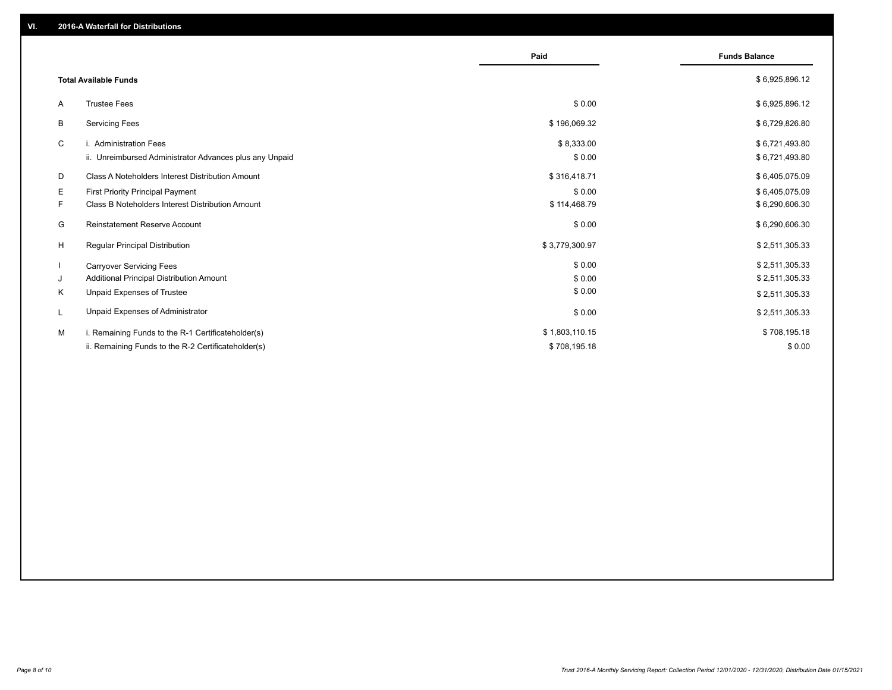## VI. 2016-A Waterfall for Distributions

| | | Paid | Funds Balance |
|---|---|---|---|
| | **Total Available Funds** | | $ 6,925,896.12 |
| A | Trustee Fees | $ 0.00 | $ 6,925,896.12 |
| B | Servicing Fees | $ 196,069.32 | $ 6,729,826.80 |
| C | i. Administration Fees | $ 8,333.00 | $ 6,721,493.80 |
| | ii. Unreimbursed Administrator Advances plus any Unpaid | $ 0.00 | $ 6,721,493.80 |
| D | Class A Noteholders Interest Distribution Amount | $ 316,418.71 | $ 6,405,075.09 |
| E | First Priority Principal Payment | $ 0.00 | $ 6,405,075.09 |
| F | Class B Noteholders Interest Distribution Amount | $ 114,468.79 | $ 6,290,606.30 |
| G | Reinstatement Reserve Account | $ 0.00 | $ 6,290,606.30 |
| H | Regular Principal Distribution | $ 3,779,300.97 | $ 2,511,305.33 |
| I | Carryover Servicing Fees | $ 0.00 | $ 2,511,305.33 |
| J | Additional Principal Distribution Amount | $ 0.00 | $ 2,511,305.33 |
| K | Unpaid Expenses of Trustee | $ 0.00 | $ 2,511,305.33 |
| L | Unpaid Expenses of Administrator | $ 0.00 | $ 2,511,305.33 |
| M | i. Remaining Funds to the R-1 Certificateholder(s) | $ 1,803,110.15 | $ 708,195.18 |
| | ii. Remaining Funds to the R-2 Certificateholder(s) | $ 708,195.18 | $ 0.00 |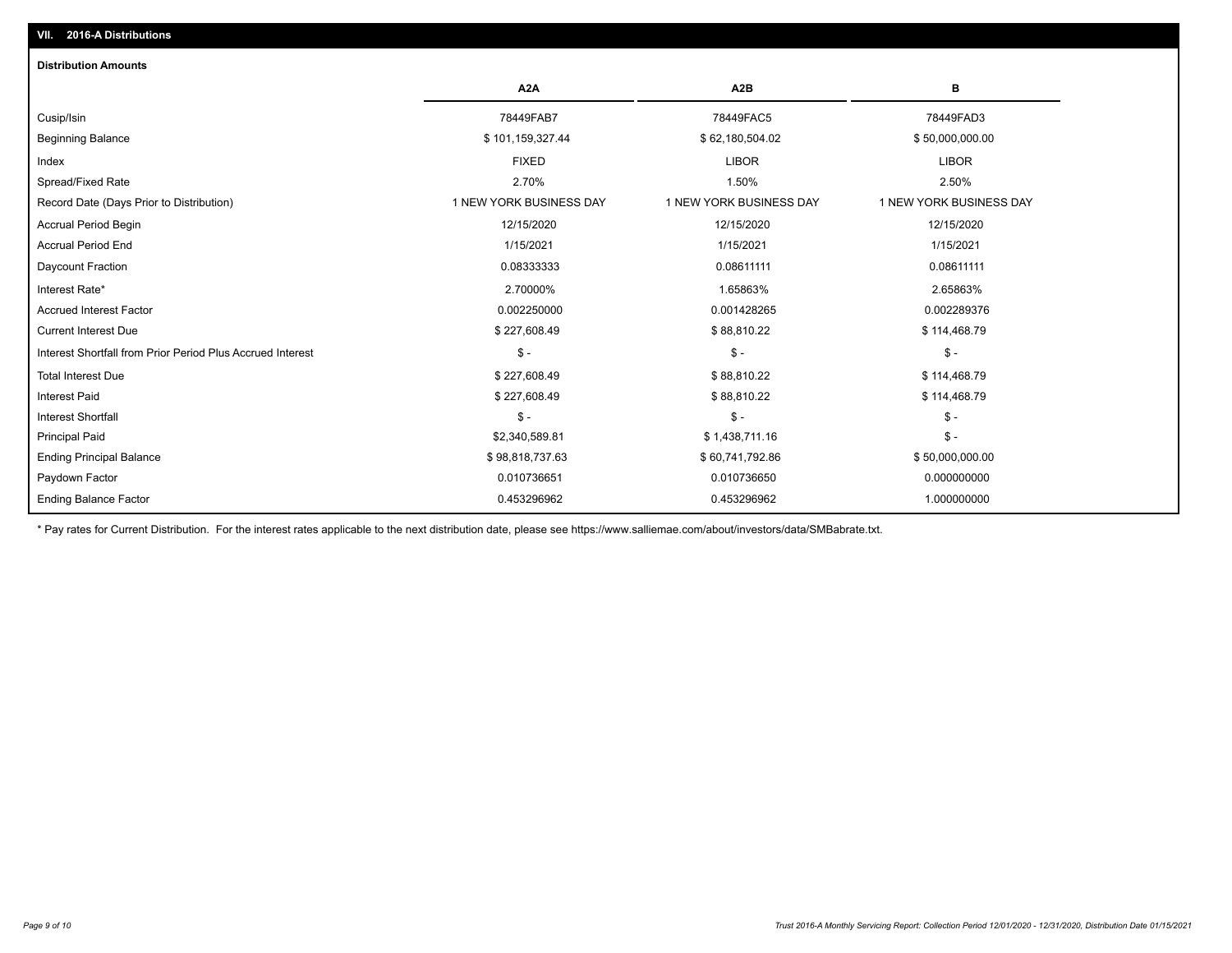## VII. 2016-A Distributions

### Distribution Amounts

| | A2A | A2B | B |
|---|---|---|---|
| Cusip/Isin | 78449FAB7 | 78449FAC5 | 78449FAD3 |
| Beginning Balance | $ 101,159,327.44 | $ 62,180,504.02 | $ 50,000,000.00 |
| Index | FIXED | LIBOR | LIBOR |
| Spread/Fixed Rate | 2.70% | 1.50% | 2.50% |
| Record Date (Days Prior to Distribution) | 1 NEW YORK BUSINESS DAY | 1 NEW YORK BUSINESS DAY | 1 NEW YORK BUSINESS DAY |
| Accrual Period Begin | 12/15/2020 | 12/15/2020 | 12/15/2020 |
| Accrual Period End | 1/15/2021 | 1/15/2021 | 1/15/2021 |
| Daycount Fraction | 0.08333333 | 0.08611111 | 0.08611111 |
| Interest Rate* | 2.70000% | 1.65863% | 2.65863% |
| Accrued Interest Factor | 0.002250000 | 0.001428265 | 0.002289376 |
| Current Interest Due | $ 227,608.49 | $ 88,810.22 | $ 114,468.79 |
| Interest Shortfall from Prior Period Plus Accrued Interest | $ - | $ - | $ - |
| Total Interest Due | $ 227,608.49 | $ 88,810.22 | $ 114,468.79 |
| Interest Paid | $ 227,608.49 | $ 88,810.22 | $ 114,468.79 |
| Interest Shortfall | $ - | $ - | $ - |
| Principal Paid | $2,340,589.81 | $ 1,438,711.16 | $ - |
| Ending Principal Balance | $ 98,818,737.63 | $ 60,741,792.86 | $ 50,000,000.00 |
| Paydown Factor | 0.010736651 | 0.010736650 | 0.000000000 |
| Ending Balance Factor | 0.453296962 | 0.453296962 | 1.000000000 |

* Pay rates for Current Distribution. For the interest rates applicable to the next distribution date, please see https://www.salliemae.com/about/investors/data/SMBabrate.txt.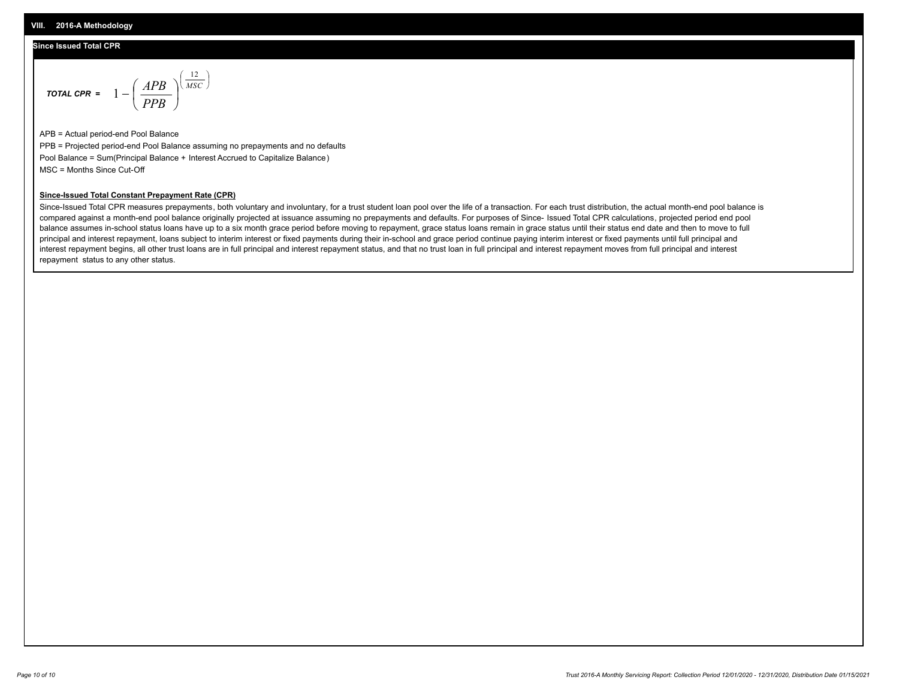## VIII. 2016-A Methodology

### Since Issued Total CPR

$$\textit{TOTAL CPR} = 1 - \left( \frac{APB}{PPB} \right)^{\left( \frac{12}{MSC} \right)}$$

APB = Actual period-end Pool Balance

PPB = Projected period-end Pool Balance assuming no prepayments and no defaults

Pool Balance = Sum(Principal Balance + Interest Accrued to Capitalize Balance)

MSC = Months Since Cut-Off

**Since-Issued Total Constant Prepayment Rate (CPR)**

Since-Issued Total CPR measures prepayments, both voluntary and involuntary, for a trust student loan pool over the life of a transaction. For each trust distribution, the actual month-end pool balance is compared against a month-end pool balance originally projected at issuance assuming no prepayments and defaults. For purposes of Since- Issued Total CPR calculations, projected period end pool balance assumes in-school status loans have up to a six month grace period before moving to repayment, grace status loans remain in grace status until their status end date and then to move to full principal and interest repayment, loans subject to interim interest or fixed payments during their in-school and grace period continue paying interim interest or fixed payments until full principal and interest repayment begins, all other trust loans are in full principal and interest repayment status, and that no trust loan in full principal and interest repayment moves from full principal and interest repayment status to any other status.